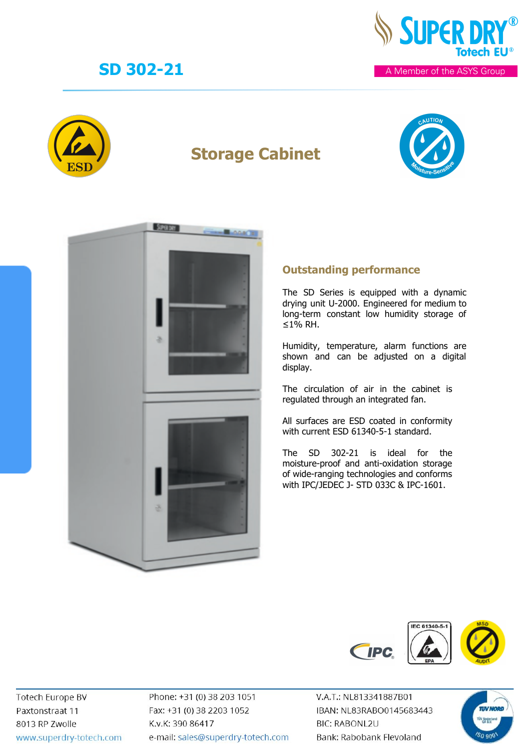# SD 302-21

## Storage Cabinet

### Outstanding performance

The SD Series is equipped with a dynamic drying unit U-2000. Engineered for medium to long-term constant low humidity storage of ≤1% RH.

Humidity, temperature, alarm functions are shown and can be adjusted on a digital display.

The circulation of air in the cabinet is regulated through an integrated fan.

All surfaces are ESD coated in conformity with current ESD 61340-5-1 standard.

The SD 302-21 is ideal for the moisture-proof and anti-oxidation storage of wide-ranging technologies and conforms with IPC/JEDEC J- STD 033C & IPC-1601.

Totech Europe BV
Paxtonstraat 11
8013 RP Zwolle
www.superdry-totech.com

Phone: +31 (0) 38 203 1051
Fax: +31 (0) 38 2203 1052
K.v.K: 390 86417
e-mail: sales@superdry-totech.com

V.A.T.: NL813341887B01
IBAN: NL83RABO0145683443
BIC: RABONL2U
Bank: Rabobank Flevoland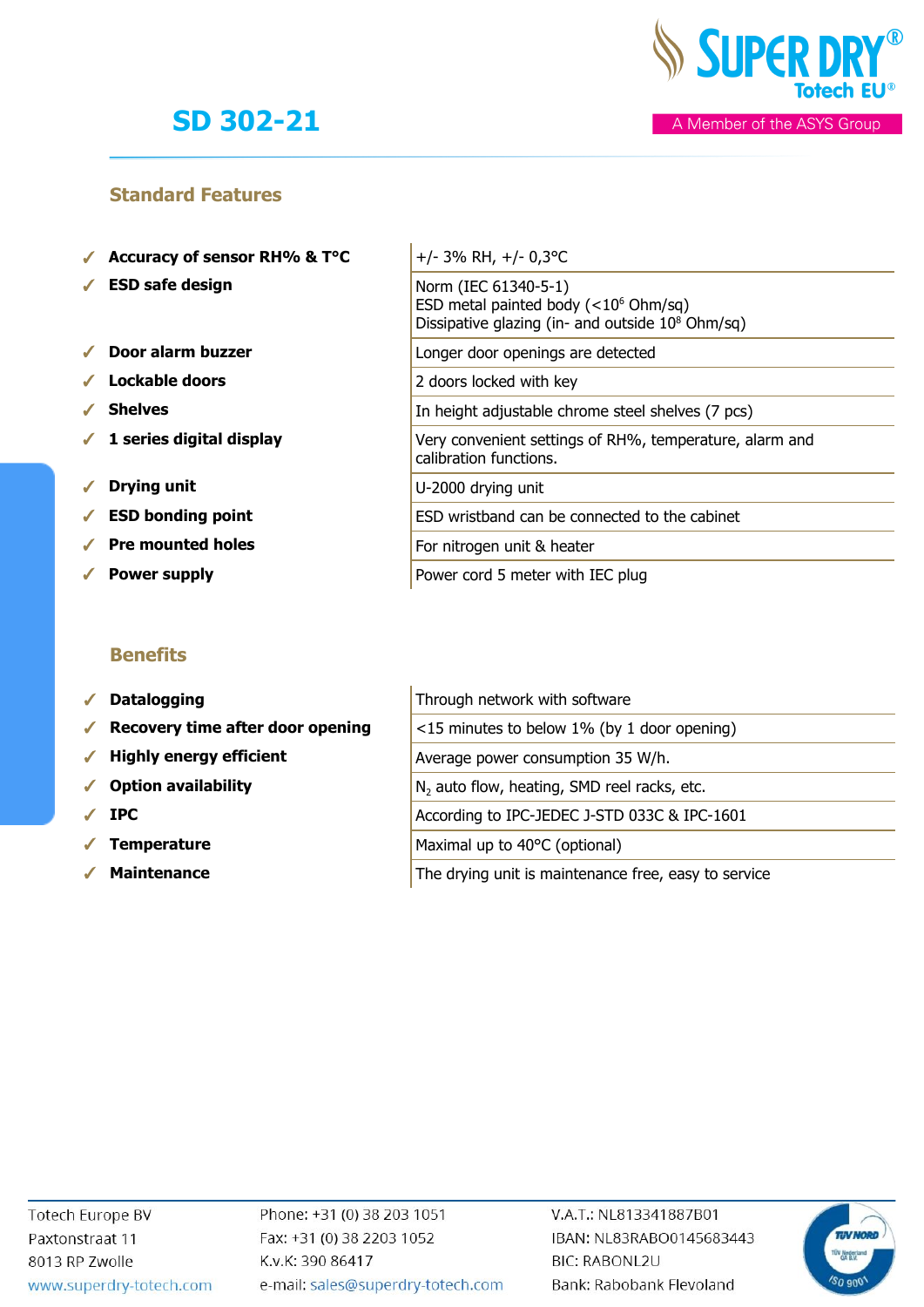# SD 302-21

## Standard Features

| Feature | Description |
|---|---|
| ✓ **Accuracy of sensor RH% & T°C** | +/- 3% RH, +/- 0,3°C |
| ✓ **ESD safe design** | Norm (IEC 61340-5-1)<br>ESD metal painted body (<$10^6$ Ohm/sq)<br>Dissipative glazing (in- and outside $10^8$ Ohm/sq) |
| ✓ **Door alarm buzzer** | Longer door openings are detected |
| ✓ **Lockable doors** | 2 doors locked with key |
| ✓ **Shelves** | In height adjustable chrome steel shelves (7 pcs) |
| ✓ **1 series digital display** | Very convenient settings of RH%, temperature, alarm and calibration functions. |
| ✓ **Drying unit** | U-2000 drying unit |
| ✓ **ESD bonding point** | ESD wristband can be connected to the cabinet |
| ✓ **Pre mounted holes** | For nitrogen unit & heater |
| ✓ **Power supply** | Power cord 5 meter with IEC plug |

## Benefits

| Benefit | Description |
|---|---|
| ✓ **Datalogging** | Through network with software |
| ✓ **Recovery time after door opening** | <15 minutes to below 1% (by 1 door opening) |
| ✓ **Highly energy efficient** | Average power consumption 35 W/h. |
| ✓ **Option availability** | $N_2$ auto flow, heating, SMD reel racks, etc. |
| ✓ **IPC** | According to IPC-JEDEC J-STD 033C & IPC-1601 |
| ✓ **Temperature** | Maximal up to 40°C (optional) |
| ✓ **Maintenance** | The drying unit is maintenance free, easy to service |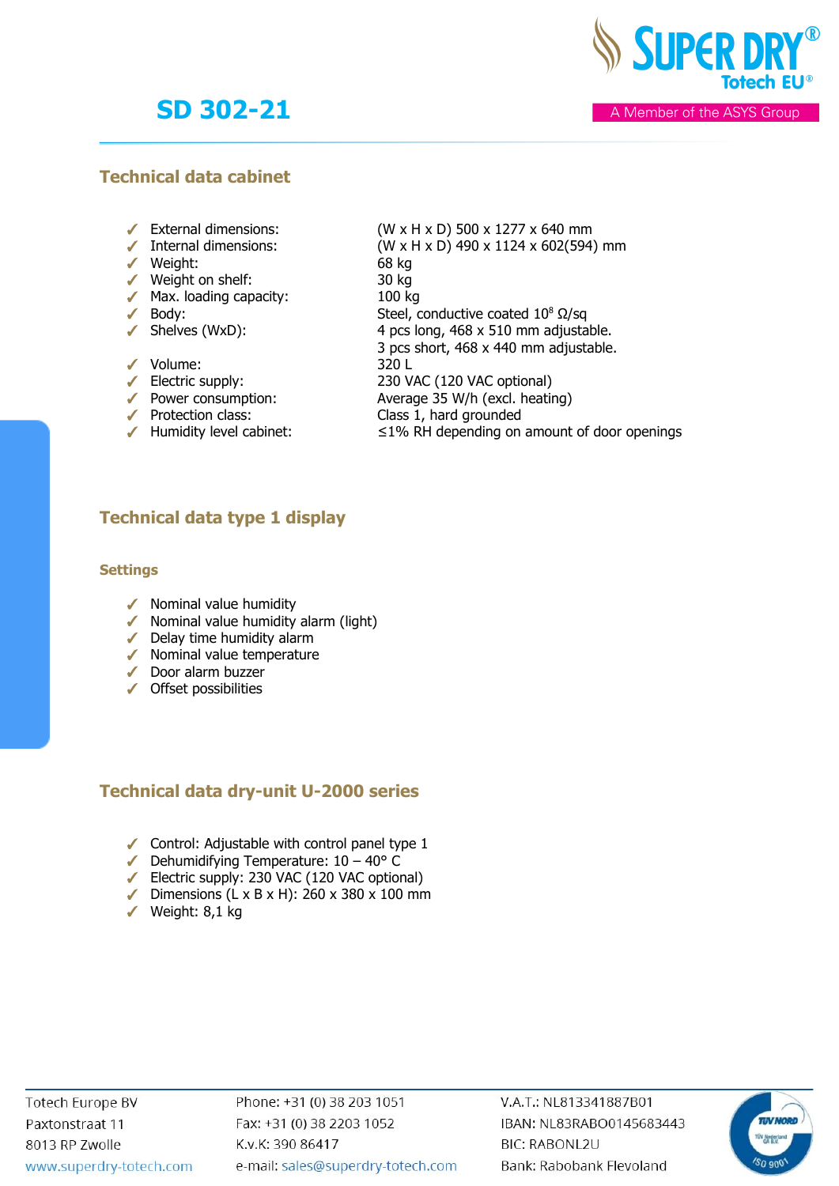# SD 302-21

## Technical data cabinet

| | |
|---|---|
| ✓ External dimensions: | (W x H x D) 500 x 1277 x 640 mm |
| ✓ Internal dimensions: | (W x H x D) 490 x 1124 x 602(594) mm |
| ✓ Weight: | 68 kg |
| ✓ Weight on shelf: | 30 kg |
| ✓ Max. loading capacity: | 100 kg |
| ✓ Body: | Steel, conductive coated $10^8$ Ω/sq |
| ✓ Shelves (WxD): | 4 pcs long, 468 x 510 mm adjustable. 3 pcs short, 468 x 440 mm adjustable. |
| ✓ Volume: | 320 L |
| ✓ Electric supply: | 230 VAC (120 VAC optional) |
| ✓ Power consumption: | Average 35 W/h (excl. heating) |
| ✓ Protection class: | Class 1, hard grounded |
| ✓ Humidity level cabinet: | ≤1% RH depending on amount of door openings |

## Technical data type 1 display

### Settings

- ✓ Nominal value humidity
- ✓ Nominal value humidity alarm (light)
- ✓ Delay time humidity alarm
- ✓ Nominal value temperature
- ✓ Door alarm buzzer
- ✓ Offset possibilities

## Technical data dry-unit U-2000 series

- ✓ Control: Adjustable with control panel type 1
- ✓ Dehumidifying Temperature: 10 – 40° C
- ✓ Electric supply: 230 VAC (120 VAC optional)
- ✓ Dimensions (L x B x H): 260 x 380 x 100 mm
- ✓ Weight: 8,1 kg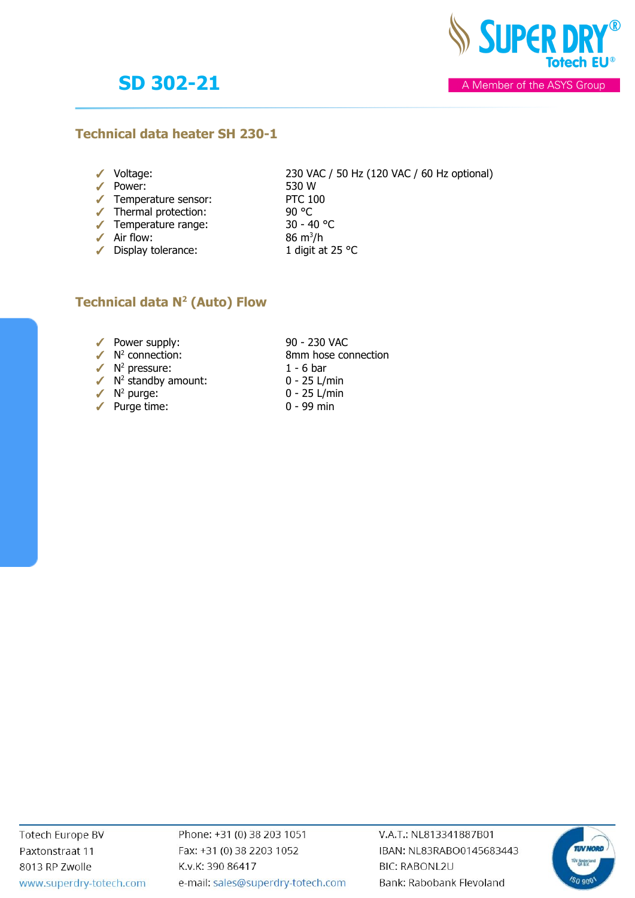# SD 302-21

## Technical data heater SH 230-1

- Voltage: 230 VAC / 50 Hz (120 VAC / 60 Hz optional)
- Power: 530 W
- Temperature sensor: PTC 100
- Thermal protection: 90 °C
- Temperature range: 30 - 40 °C
- Air flow: 86 $m^3$/h
- Display tolerance: 1 digit at 25 °C

## Technical data $N^2$ (Auto) Flow

- Power supply: 90 - 230 VAC
- $N^2$ connection: 8mm hose connection
- $N^2$ pressure: 1 - 6 bar
- $N^2$ standby amount: 0 - 25 L/min
- $N^2$ purge: 0 - 25 L/min
- Purge time: 0 - 99 min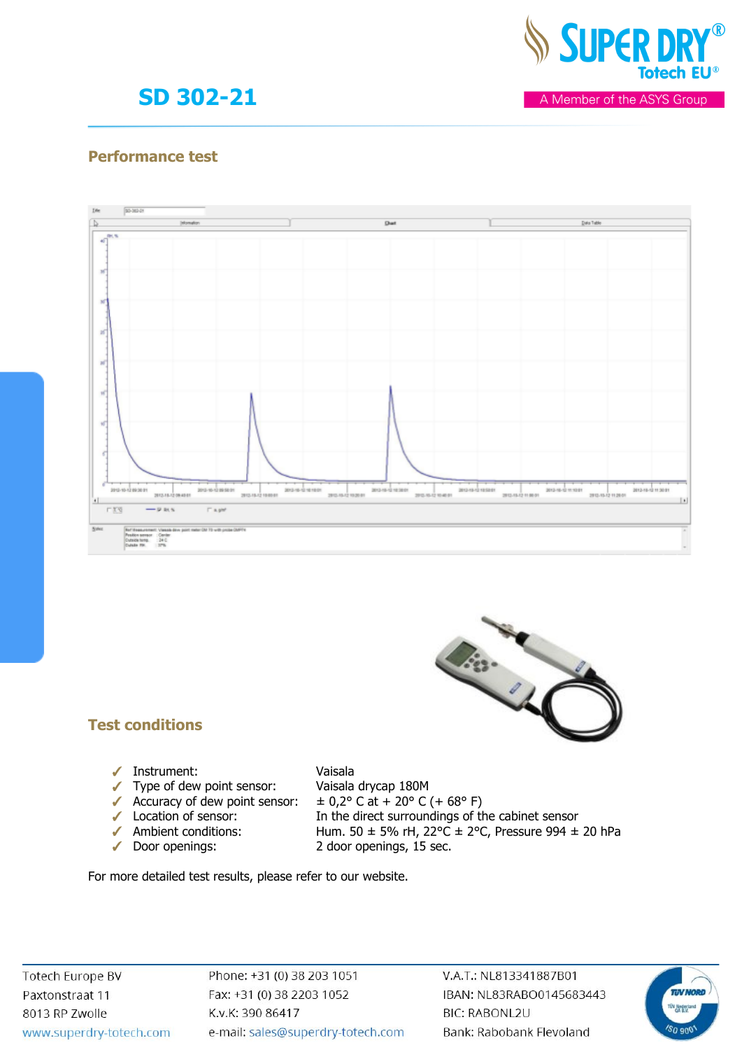# SD 302-21

## Performance test

## Test conditions

- ✓ Instrument: Vaisala
- ✓ Type of dew point sensor: Vaisala drycap 180M
- ✓ Accuracy of dew point sensor: ± 0,2° C at + 20° C (+ 68° F)
- ✓ Location of sensor: In the direct surroundings of the cabinet sensor
- ✓ Ambient conditions: Hum. 50 ± 5% rH, 22°C ± 2°C, Pressure 994 ± 20 hPa
- ✓ Door openings: 2 door openings, 15 sec.

For more detailed test results, please refer to our website.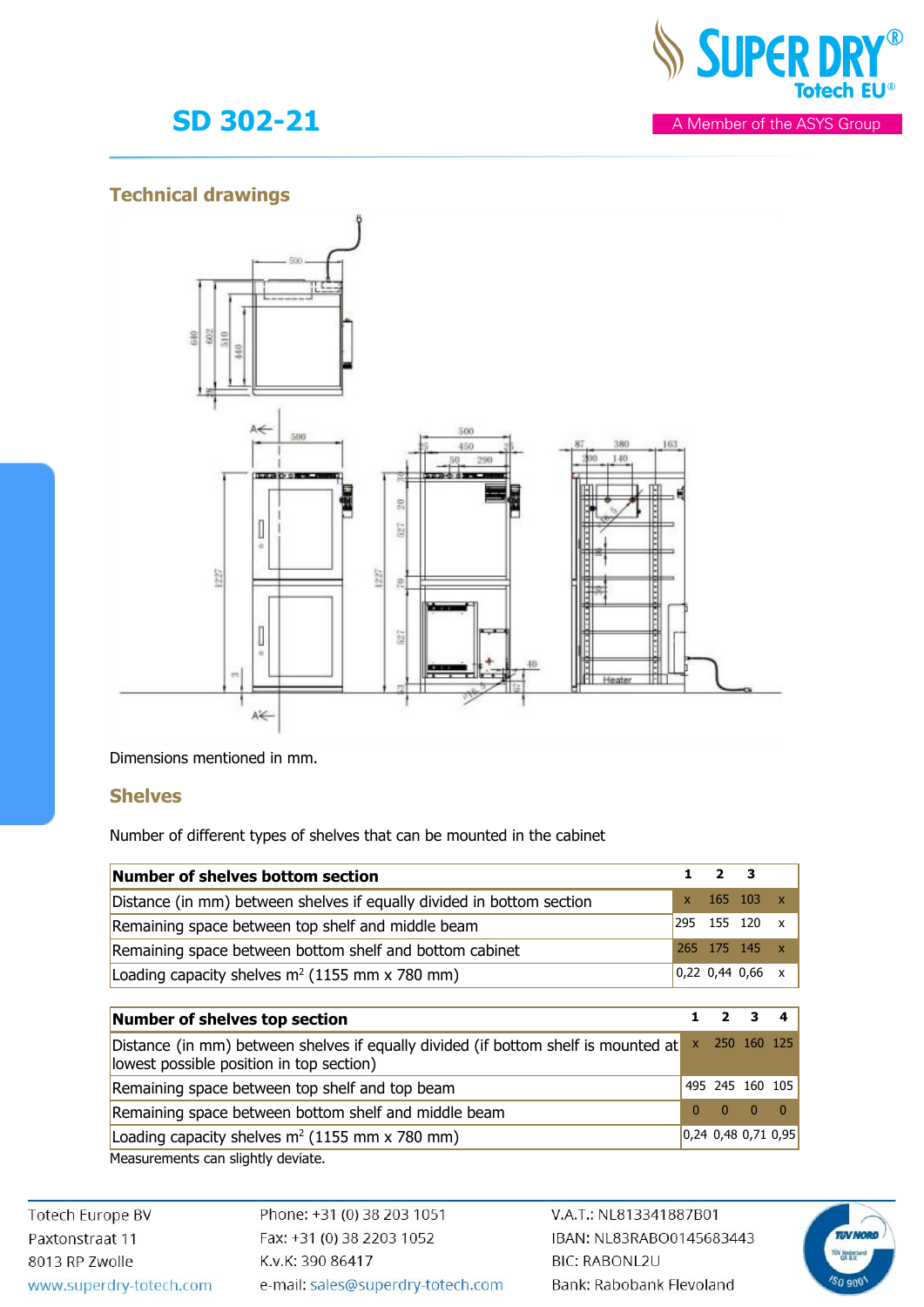# SD 302-21

## Technical drawings

Dimensions mentioned in mm.

## Shelves

Number of different types of shelves that can be mounted in the cabinet

| Number of shelves bottom section | 1 | 2 | 3 | |
|---|---|---|---|---|
| Distance (in mm) between shelves if equally divided in bottom section | x | 165 | 103 | x |
| Remaining space between top shelf and middle beam | 295 | 155 | 120 | x |
| Remaining space between bottom shelf and bottom cabinet | 265 | 175 | 145 | x |
| Loading capacity shelves m² (1155 mm x 780 mm) | 0,22 | 0,44 | 0,66 | x |

| Number of shelves top section | 1 | 2 | 3 | 4 |
|---|---|---|---|---|
| Distance (in mm) between shelves if equally divided (if bottom shelf is mounted at lowest possible position in top section) | x | 250 | 160 | 125 |
| Remaining space between top shelf and top beam | 495 | 245 | 160 | 105 |
| Remaining space between bottom shelf and middle beam | 0 | 0 | 0 | 0 |
| Loading capacity shelves m² (1155 mm x 780 mm) | 0,24 | 0,48 | 0,71 | 0,95 |

Measurements can slightly deviate.

Totech Europe BV
Paxtonstraat 11
8013 RP Zwolle
www.superdry-totech.com

Phone: +31 (0) 38 203 1051
Fax: +31 (0) 38 2203 1052
K.v.K: 390 86417
e-mail: sales@superdry-totech.com

V.A.T.: NL813341887B01
IBAN: NL83RABO0145683443
BIC: RABONL2U
Bank: Rabobank Flevoland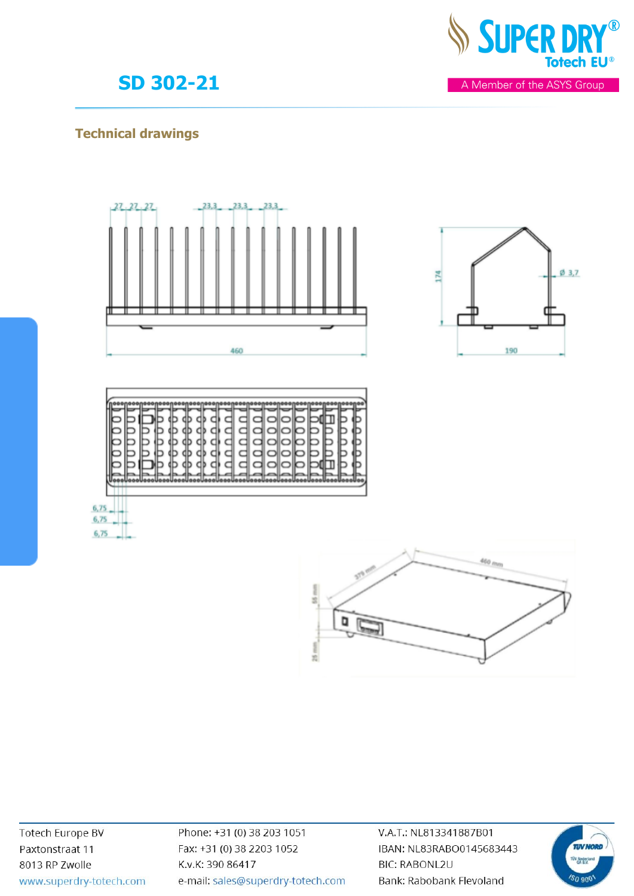# SD 302-21

## Technical drawings

27 27 27 23,3 23,3 23,3

460

174

Ø 3,7

190

6,75
6,75
6,75

379 mm

460 mm

55 mm

25 mm

Totech Europe BV
Paxtonstraat 11
8013 RP Zwolle
www.superdry-totech.com

Phone: +31 (0) 38 203 1051
Fax: +31 (0) 38 2203 1052
K.v.K: 390 86417
e-mail: sales@superdry-totech.com

V.A.T.: NL813341887B01
IBAN: NL83RABO0145683443
BIC: RABONL2U
Bank: Rabobank Flevoland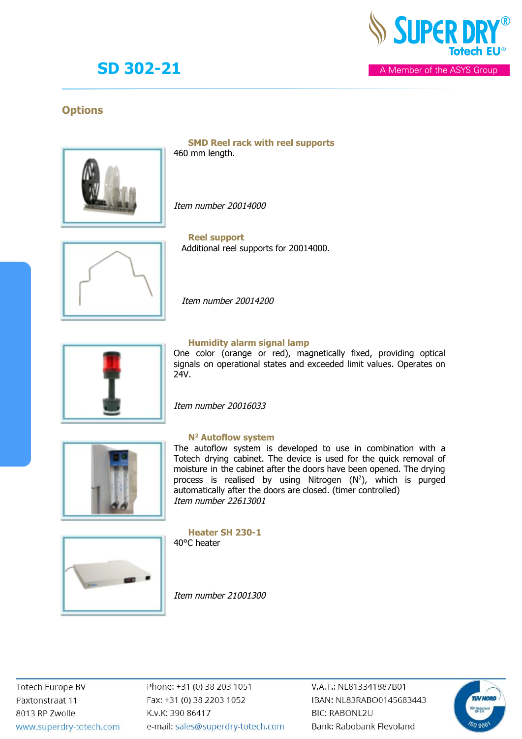# SD 302-21

## Options

### SMD Reel rack with reel supports

460 mm length.

*Item number 20014000*

### Reel support

Additional reel supports for 20014000.

*Item number 20014200*

### Humidity alarm signal lamp

One color (orange or red), magnetically fixed, providing optical signals on operational states and exceeded limit values. Operates on 24V.

*Item number 20016033*

### $N^2$ Autoflow system

The autoflow system is developed to use in combination with a Totech drying cabinet. The device is used for the quick removal of moisture in the cabinet after the doors have been opened. The drying process is realised by using Nitrogen ($N^2$), which is purged automatically after the doors are closed. (timer controlled)

*Item number 22613001*

### Heater SH 230-1

40°C heater

*Item number 21001300*

Totech Europe BV
Paxtonstraat 11
8013 RP Zwolle
www.superdry-totech.com

Phone: +31 (0) 38 203 1051
Fax: +31 (0) 38 2203 1052
K.v.K: 390 86417
e-mail: sales@superdry-totech.com

V.A.T.: NL813341887B01
IBAN: NL83RABO0145683443
BIC: RABONL2U
Bank: Rabobank Flevoland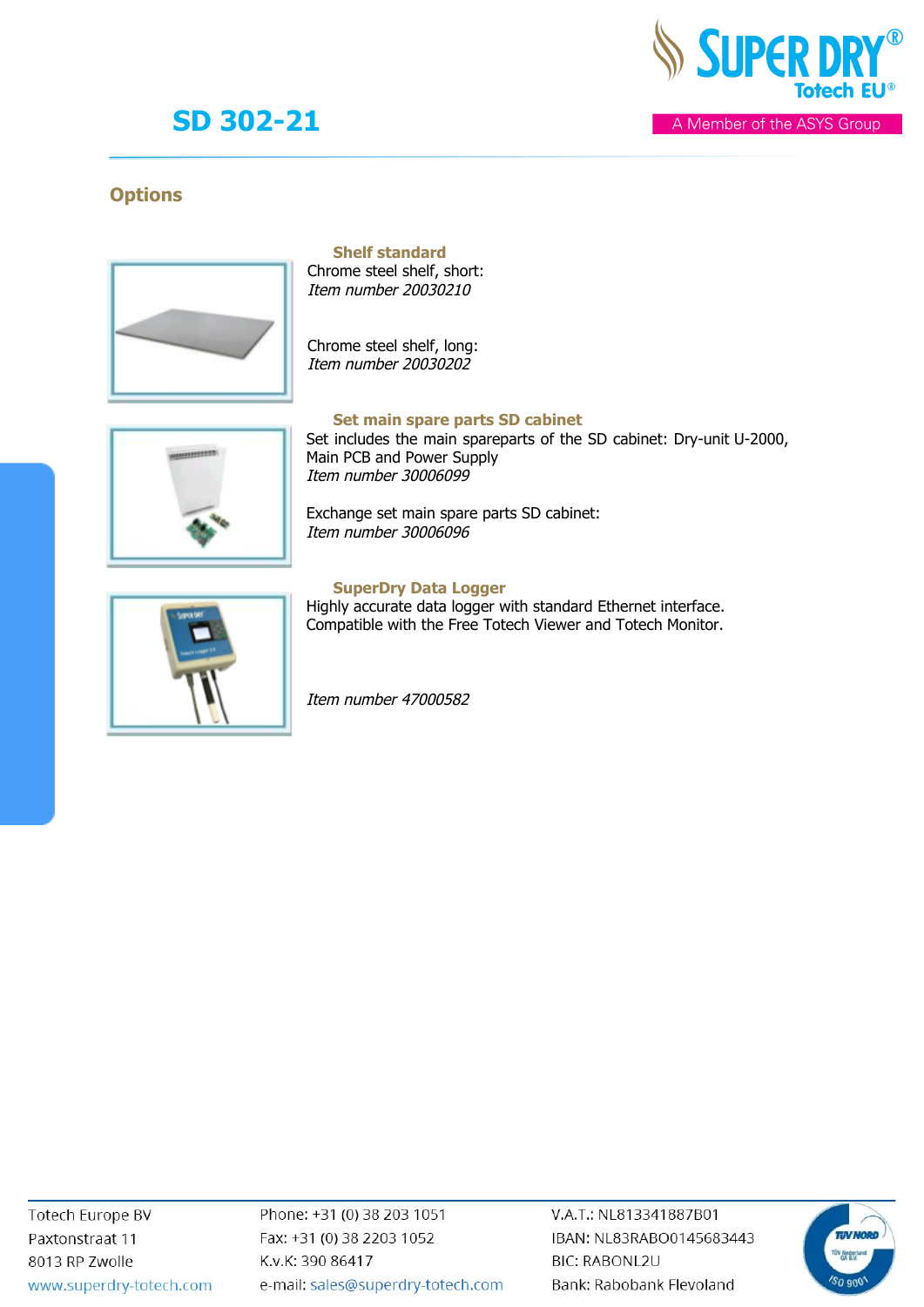# SD 302-21

## Options

### Shelf standard

Chrome steel shelf, short:
*Item number 20030210*

Chrome steel shelf, long:
*Item number 20030202*

### Set main spare parts SD cabinet

Set includes the main spareparts of the SD cabinet: Dry-unit U-2000, Main PCB and Power Supply
*Item number 30006099*

Exchange set main spare parts SD cabinet:
*Item number 30006096*

### SuperDry Data Logger

Highly accurate data logger with standard Ethernet interface.
Compatible with the Free Totech Viewer and Totech Monitor.

*Item number 47000582*